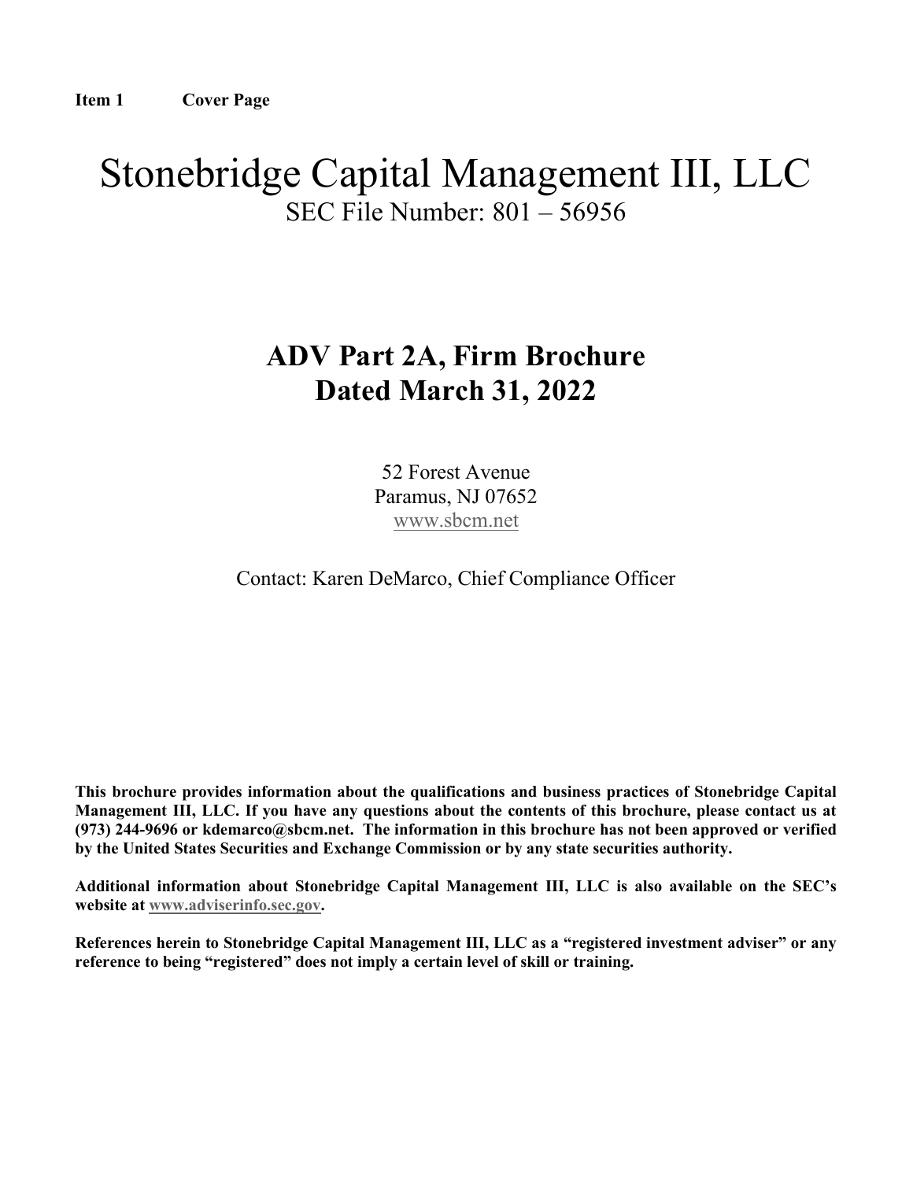**Item 1 Cover Page**

# Stonebridge Capital Management III, LLC

SEC File Number: 801 – 56956

## ADV Part 2A, Firm Brochure
## Dated March 31, 2022

52 Forest Avenue
Paramus, NJ 07652
www.sbcm.net

Contact: Karen DeMarco, Chief Compliance Officer

**This brochure provides information about the qualifications and business practices of Stonebridge Capital Management III, LLC. If you have any questions about the contents of this brochure, please contact us at (973) 244-9696 or kdemarco@sbcm.net. The information in this brochure has not been approved or verified by the United States Securities and Exchange Commission or by any state securities authority.**

**Additional information about Stonebridge Capital Management III, LLC is also available on the SEC's website at www.adviserinfo.sec.gov.**

**References herein to Stonebridge Capital Management III, LLC as a "registered investment adviser" or any reference to being "registered" does not imply a certain level of skill or training.**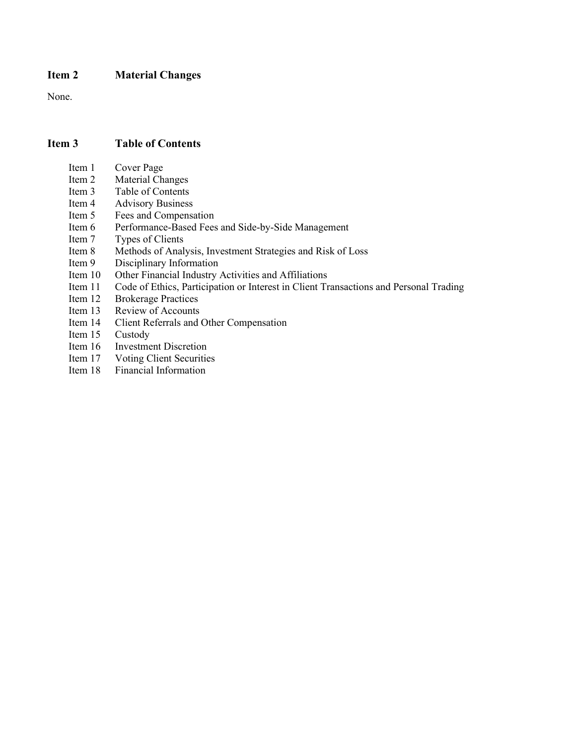## Item 2 Material Changes

None.

## Item 3 Table of Contents

- Item 1 Cover Page
- Item 2 Material Changes
- Item 3 Table of Contents
- Item 4 Advisory Business
- Item 5 Fees and Compensation
- Item 6 Performance-Based Fees and Side-by-Side Management
- Item 7 Types of Clients
- Item 8 Methods of Analysis, Investment Strategies and Risk of Loss
- Item 9 Disciplinary Information
- Item 10 Other Financial Industry Activities and Affiliations
- Item 11 Code of Ethics, Participation or Interest in Client Transactions and Personal Trading
- Item 12 Brokerage Practices
- Item 13 Review of Accounts
- Item 14 Client Referrals and Other Compensation
- Item 15 Custody
- Item 16 Investment Discretion
- Item 17 Voting Client Securities
- Item 18 Financial Information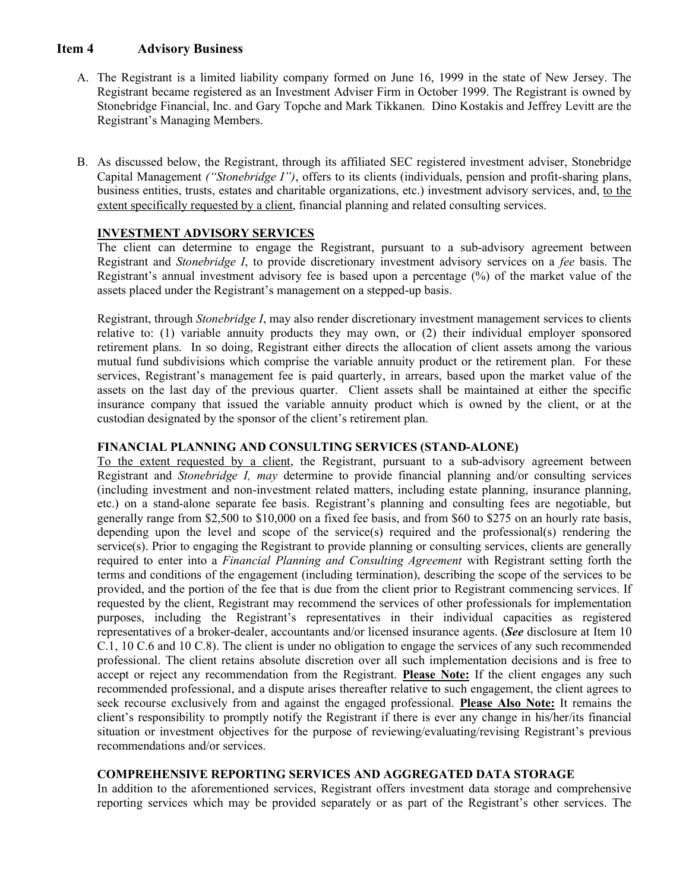## Item 4 Advisory Business

A. The Registrant is a limited liability company formed on June 16, 1999 in the state of New Jersey. The Registrant became registered as an Investment Adviser Firm in October 1999. The Registrant is owned by Stonebridge Financial, Inc. and Gary Topche and Mark Tikkanen. Dino Kostakis and Jeffrey Levitt are the Registrant's Managing Members.

B. As discussed below, the Registrant, through its affiliated SEC registered investment adviser, Stonebridge Capital Management *("Stonebridge I")*, offers to its clients (individuals, pension and profit-sharing plans, business entities, trusts, estates and charitable organizations, etc.) investment advisory services, and, to the extent specifically requested by a client, financial planning and related consulting services.

**INVESTMENT ADVISORY SERVICES**

The client can determine to engage the Registrant, pursuant to a sub-advisory agreement between Registrant and *Stonebridge I*, to provide discretionary investment advisory services on a *fee* basis. The Registrant's annual investment advisory fee is based upon a percentage (%) of the market value of the assets placed under the Registrant's management on a stepped-up basis.

Registrant, through *Stonebridge I*, may also render discretionary investment management services to clients relative to: (1) variable annuity products they may own, or (2) their individual employer sponsored retirement plans. In so doing, Registrant either directs the allocation of client assets among the various mutual fund subdivisions which comprise the variable annuity product or the retirement plan. For these services, Registrant's management fee is paid quarterly, in arrears, based upon the market value of the assets on the last day of the previous quarter. Client assets shall be maintained at either the specific insurance company that issued the variable annuity product which is owned by the client, or at the custodian designated by the sponsor of the client's retirement plan.

**FINANCIAL PLANNING AND CONSULTING SERVICES (STAND-ALONE)**

To the extent requested by a client, the Registrant, pursuant to a sub-advisory agreement between Registrant and *Stonebridge I, may* determine to provide financial planning and/or consulting services (including investment and non-investment related matters, including estate planning, insurance planning, etc.) on a stand-alone separate fee basis. Registrant's planning and consulting fees are negotiable, but generally range from $2,500 to $10,000 on a fixed fee basis, and from $60 to $275 on an hourly rate basis, depending upon the level and scope of the service(s) required and the professional(s) rendering the service(s). Prior to engaging the Registrant to provide planning or consulting services, clients are generally required to enter into a *Financial Planning and Consulting Agreement* with Registrant setting forth the terms and conditions of the engagement (including termination), describing the scope of the services to be provided, and the portion of the fee that is due from the client prior to Registrant commencing services. If requested by the client, Registrant may recommend the services of other professionals for implementation purposes, including the Registrant's representatives in their individual capacities as registered representatives of a broker-dealer, accountants and/or licensed insurance agents. (***See*** disclosure at Item 10 C.1, 10 C.6 and 10 C.8). The client is under no obligation to engage the services of any such recommended professional. The client retains absolute discretion over all such implementation decisions and is free to accept or reject any recommendation from the Registrant. **Please Note:** If the client engages any such recommended professional, and a dispute arises thereafter relative to such engagement, the client agrees to seek recourse exclusively from and against the engaged professional. **Please Also Note:** It remains the client's responsibility to promptly notify the Registrant if there is ever any change in his/her/its financial situation or investment objectives for the purpose of reviewing/evaluating/revising Registrant's previous recommendations and/or services.

**COMPREHENSIVE REPORTING SERVICES AND AGGREGATED DATA STORAGE**

In addition to the aforementioned services, Registrant offers investment data storage and comprehensive reporting services which may be provided separately or as part of the Registrant's other services. The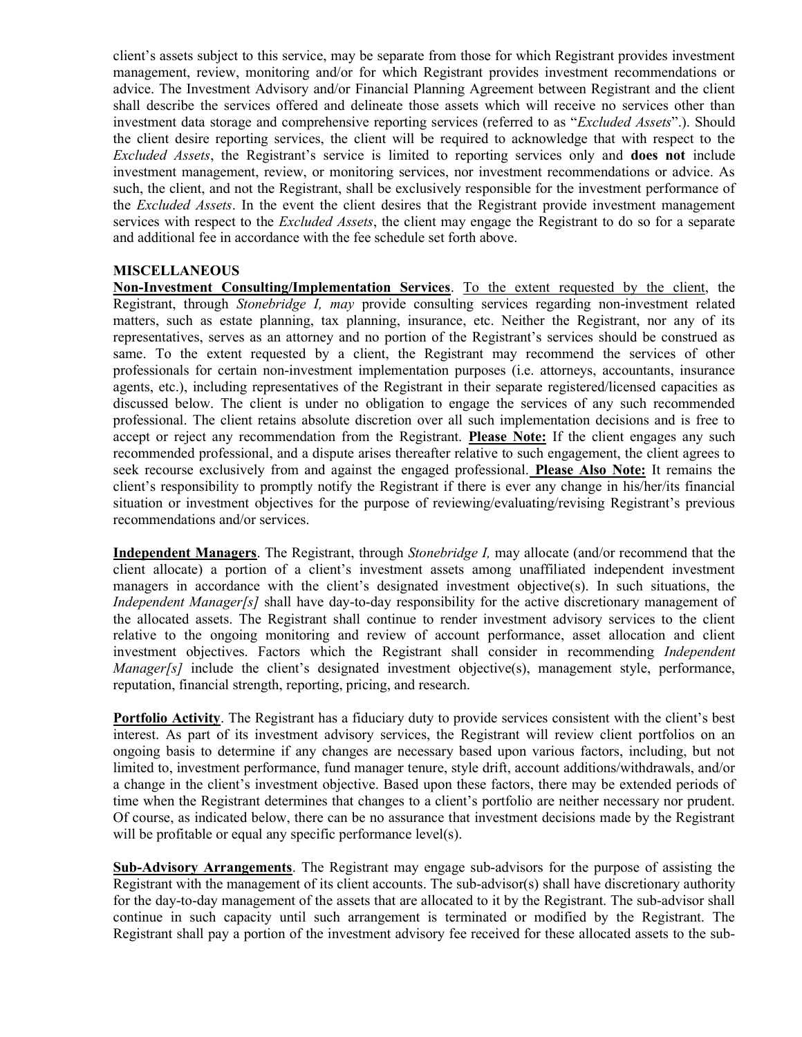client's assets subject to this service, may be separate from those for which Registrant provides investment management, review, monitoring and/or for which Registrant provides investment recommendations or advice. The Investment Advisory and/or Financial Planning Agreement between Registrant and the client shall describe the services offered and delineate those assets which will receive no services other than investment data storage and comprehensive reporting services (referred to as "*Excluded Assets*".). Should the client desire reporting services, the client will be required to acknowledge that with respect to the *Excluded Assets*, the Registrant's service is limited to reporting services only and **does not** include investment management, review, or monitoring services, nor investment recommendations or advice. As such, the client, and not the Registrant, shall be exclusively responsible for the investment performance of the *Excluded Assets*. In the event the client desires that the Registrant provide investment management services with respect to the *Excluded Assets*, the client may engage the Registrant to do so for a separate and additional fee in accordance with the fee schedule set forth above.

**MISCELLANEOUS**

**Non-Investment Consulting/Implementation Services**. To the extent requested by the client, the Registrant, through *Stonebridge I, may* provide consulting services regarding non-investment related matters, such as estate planning, tax planning, insurance, etc. Neither the Registrant, nor any of its representatives, serves as an attorney and no portion of the Registrant's services should be construed as same. To the extent requested by a client, the Registrant may recommend the services of other professionals for certain non-investment implementation purposes (i.e. attorneys, accountants, insurance agents, etc.), including representatives of the Registrant in their separate registered/licensed capacities as discussed below. The client is under no obligation to engage the services of any such recommended professional. The client retains absolute discretion over all such implementation decisions and is free to accept or reject any recommendation from the Registrant. **Please Note:** If the client engages any such recommended professional, and a dispute arises thereafter relative to such engagement, the client agrees to seek recourse exclusively from and against the engaged professional. **Please Also Note:** It remains the client's responsibility to promptly notify the Registrant if there is ever any change in his/her/its financial situation or investment objectives for the purpose of reviewing/evaluating/revising Registrant's previous recommendations and/or services.

**Independent Managers**. The Registrant, through *Stonebridge I,* may allocate (and/or recommend that the client allocate) a portion of a client's investment assets among unaffiliated independent investment managers in accordance with the client's designated investment objective(s). In such situations, the *Independent Manager[s]* shall have day-to-day responsibility for the active discretionary management of the allocated assets. The Registrant shall continue to render investment advisory services to the client relative to the ongoing monitoring and review of account performance, asset allocation and client investment objectives. Factors which the Registrant shall consider in recommending *Independent Manager[s]* include the client's designated investment objective(s), management style, performance, reputation, financial strength, reporting, pricing, and research.

**Portfolio Activity**. The Registrant has a fiduciary duty to provide services consistent with the client's best interest. As part of its investment advisory services, the Registrant will review client portfolios on an ongoing basis to determine if any changes are necessary based upon various factors, including, but not limited to, investment performance, fund manager tenure, style drift, account additions/withdrawals, and/or a change in the client's investment objective. Based upon these factors, there may be extended periods of time when the Registrant determines that changes to a client's portfolio are neither necessary nor prudent. Of course, as indicated below, there can be no assurance that investment decisions made by the Registrant will be profitable or equal any specific performance level(s).

**Sub-Advisory Arrangements**. The Registrant may engage sub-advisors for the purpose of assisting the Registrant with the management of its client accounts. The sub-advisor(s) shall have discretionary authority for the day-to-day management of the assets that are allocated to it by the Registrant. The sub-advisor shall continue in such capacity until such arrangement is terminated or modified by the Registrant. The Registrant shall pay a portion of the investment advisory fee received for these allocated assets to the sub-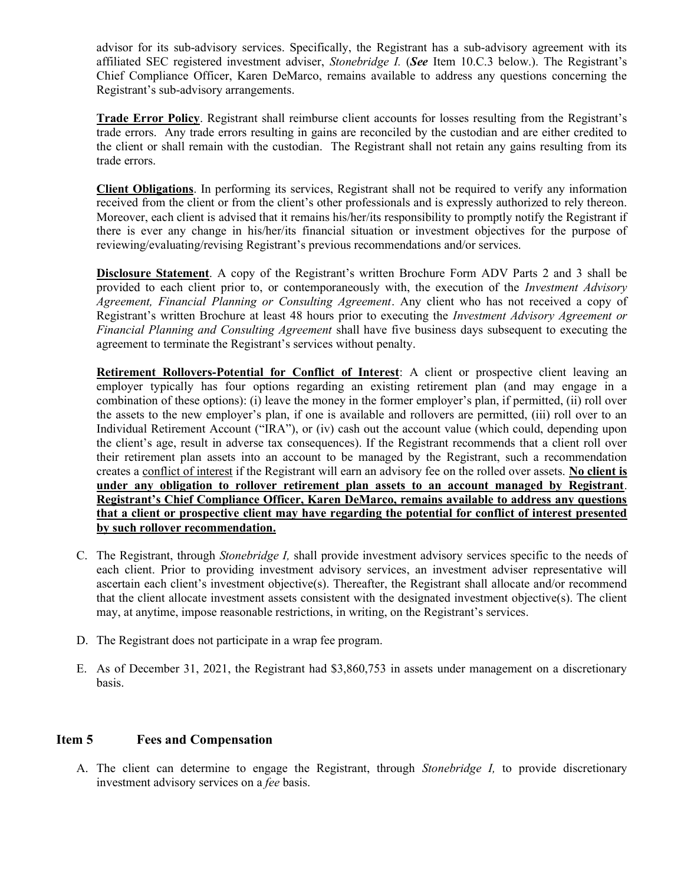advisor for its sub-advisory services. Specifically, the Registrant has a sub-advisory agreement with its affiliated SEC registered investment adviser, *Stonebridge I.* (***See*** Item 10.C.3 below.). The Registrant's Chief Compliance Officer, Karen DeMarco, remains available to address any questions concerning the Registrant's sub-advisory arrangements.

**Trade Error Policy**. Registrant shall reimburse client accounts for losses resulting from the Registrant's trade errors. Any trade errors resulting in gains are reconciled by the custodian and are either credited to the client or shall remain with the custodian. The Registrant shall not retain any gains resulting from its trade errors.

**Client Obligations**. In performing its services, Registrant shall not be required to verify any information received from the client or from the client's other professionals and is expressly authorized to rely thereon. Moreover, each client is advised that it remains his/her/its responsibility to promptly notify the Registrant if there is ever any change in his/her/its financial situation or investment objectives for the purpose of reviewing/evaluating/revising Registrant's previous recommendations and/or services.

**Disclosure Statement**. A copy of the Registrant's written Brochure Form ADV Parts 2 and 3 shall be provided to each client prior to, or contemporaneously with, the execution of the *Investment Advisory Agreement, Financial Planning or Consulting Agreement*. Any client who has not received a copy of Registrant's written Brochure at least 48 hours prior to executing the *Investment Advisory Agreement or Financial Planning and Consulting Agreement* shall have five business days subsequent to executing the agreement to terminate the Registrant's services without penalty.

**Retirement Rollovers-Potential for Conflict of Interest**: A client or prospective client leaving an employer typically has four options regarding an existing retirement plan (and may engage in a combination of these options): (i) leave the money in the former employer's plan, if permitted, (ii) roll over the assets to the new employer's plan, if one is available and rollovers are permitted, (iii) roll over to an Individual Retirement Account ("IRA"), or (iv) cash out the account value (which could, depending upon the client's age, result in adverse tax consequences). If the Registrant recommends that a client roll over their retirement plan assets into an account to be managed by the Registrant, such a recommendation creates a conflict of interest if the Registrant will earn an advisory fee on the rolled over assets. **No client is under any obligation to rollover retirement plan assets to an account managed by Registrant**. **Registrant's Chief Compliance Officer, Karen DeMarco, remains available to address any questions that a client or prospective client may have regarding the potential for conflict of interest presented by such rollover recommendation.**

C. The Registrant, through *Stonebridge I,* shall provide investment advisory services specific to the needs of each client. Prior to providing investment advisory services, an investment adviser representative will ascertain each client's investment objective(s). Thereafter, the Registrant shall allocate and/or recommend that the client allocate investment assets consistent with the designated investment objective(s). The client may, at anytime, impose reasonable restrictions, in writing, on the Registrant's services.

D. The Registrant does not participate in a wrap fee program.

E. As of December 31, 2021, the Registrant had $3,860,753 in assets under management on a discretionary basis.

## Item 5 Fees and Compensation

A. The client can determine to engage the Registrant, through *Stonebridge I,* to provide discretionary investment advisory services on a *fee* basis.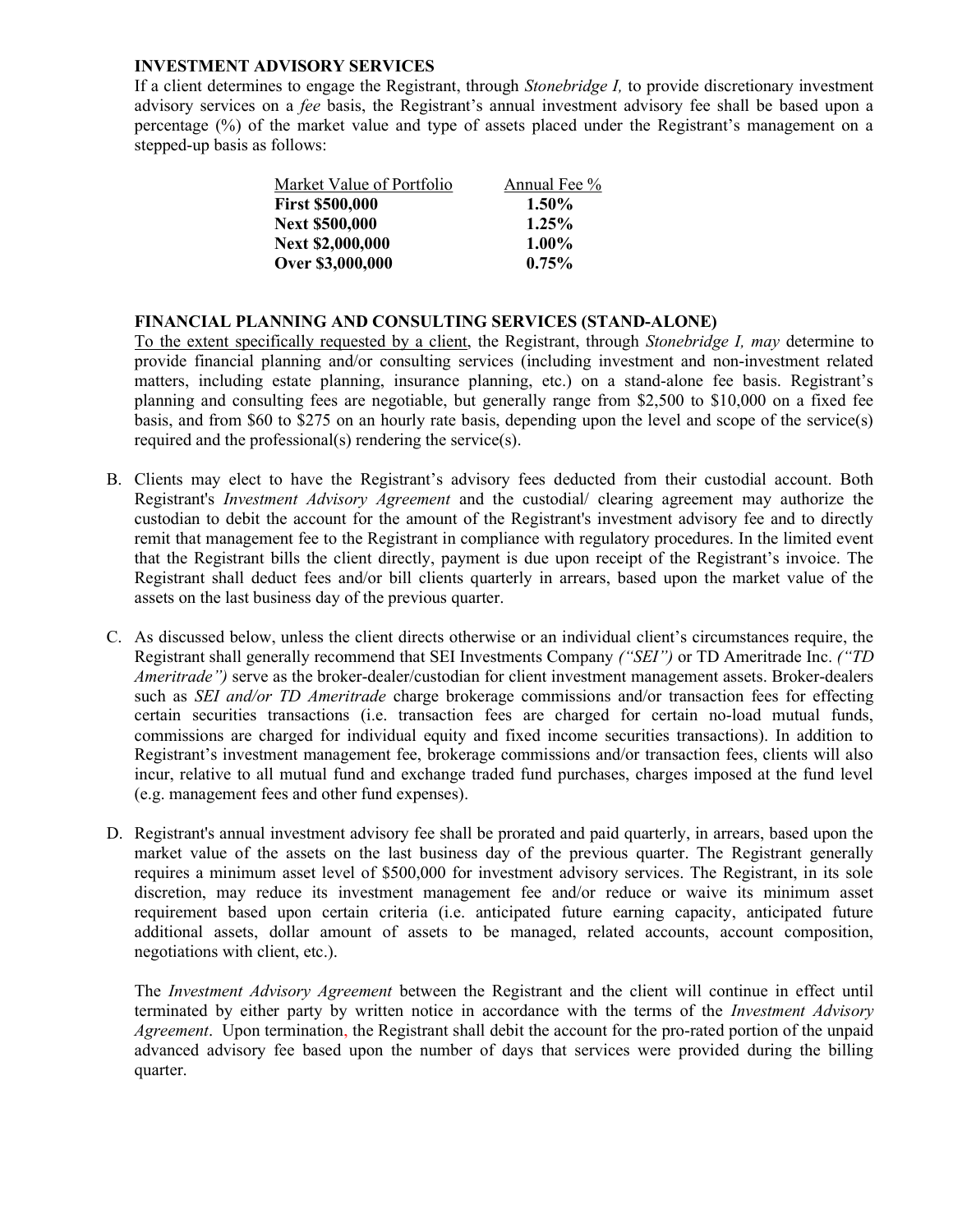**INVESTMENT ADVISORY SERVICES**

If a client determines to engage the Registrant, through *Stonebridge I,* to provide discretionary investment advisory services on a *fee* basis, the Registrant's annual investment advisory fee shall be based upon a percentage (%) of the market value and type of assets placed under the Registrant's management on a stepped-up basis as follows:

| Market Value of Portfolio | Annual Fee % |
|---|---|
| **First $500,000** | **1.50%** |
| **Next $500,000** | **1.25%** |
| **Next $2,000,000** | **1.00%** |
| **Over $3,000,000** | **0.75%** |

**FINANCIAL PLANNING AND CONSULTING SERVICES (STAND-ALONE)**

To the extent specifically requested by a client, the Registrant, through *Stonebridge I, may* determine to provide financial planning and/or consulting services (including investment and non-investment related matters, including estate planning, insurance planning, etc.) on a stand-alone fee basis. Registrant's planning and consulting fees are negotiable, but generally range from $2,500 to $10,000 on a fixed fee basis, and from $60 to $275 on an hourly rate basis, depending upon the level and scope of the service(s) required and the professional(s) rendering the service(s).

B. Clients may elect to have the Registrant's advisory fees deducted from their custodial account. Both Registrant's *Investment Advisory Agreement* and the custodial/ clearing agreement may authorize the custodian to debit the account for the amount of the Registrant's investment advisory fee and to directly remit that management fee to the Registrant in compliance with regulatory procedures. In the limited event that the Registrant bills the client directly, payment is due upon receipt of the Registrant's invoice. The Registrant shall deduct fees and/or bill clients quarterly in arrears, based upon the market value of the assets on the last business day of the previous quarter.

C. As discussed below, unless the client directs otherwise or an individual client's circumstances require, the Registrant shall generally recommend that SEI Investments Company *("SEI")* or TD Ameritrade Inc. *("TD Ameritrade")* serve as the broker-dealer/custodian for client investment management assets. Broker-dealers such as *SEI and/or TD Ameritrade* charge brokerage commissions and/or transaction fees for effecting certain securities transactions (i.e. transaction fees are charged for certain no-load mutual funds, commissions are charged for individual equity and fixed income securities transactions). In addition to Registrant's investment management fee, brokerage commissions and/or transaction fees, clients will also incur, relative to all mutual fund and exchange traded fund purchases, charges imposed at the fund level (e.g. management fees and other fund expenses).

D. Registrant's annual investment advisory fee shall be prorated and paid quarterly, in arrears, based upon the market value of the assets on the last business day of the previous quarter. The Registrant generally requires a minimum asset level of $500,000 for investment advisory services. The Registrant, in its sole discretion, may reduce its investment management fee and/or reduce or waive its minimum asset requirement based upon certain criteria (i.e. anticipated future earning capacity, anticipated future additional assets, dollar amount of assets to be managed, related accounts, account composition, negotiations with client, etc.).

The *Investment Advisory Agreement* between the Registrant and the client will continue in effect until terminated by either party by written notice in accordance with the terms of the *Investment Advisory Agreement*. Upon termination, the Registrant shall debit the account for the pro-rated portion of the unpaid advanced advisory fee based upon the number of days that services were provided during the billing quarter.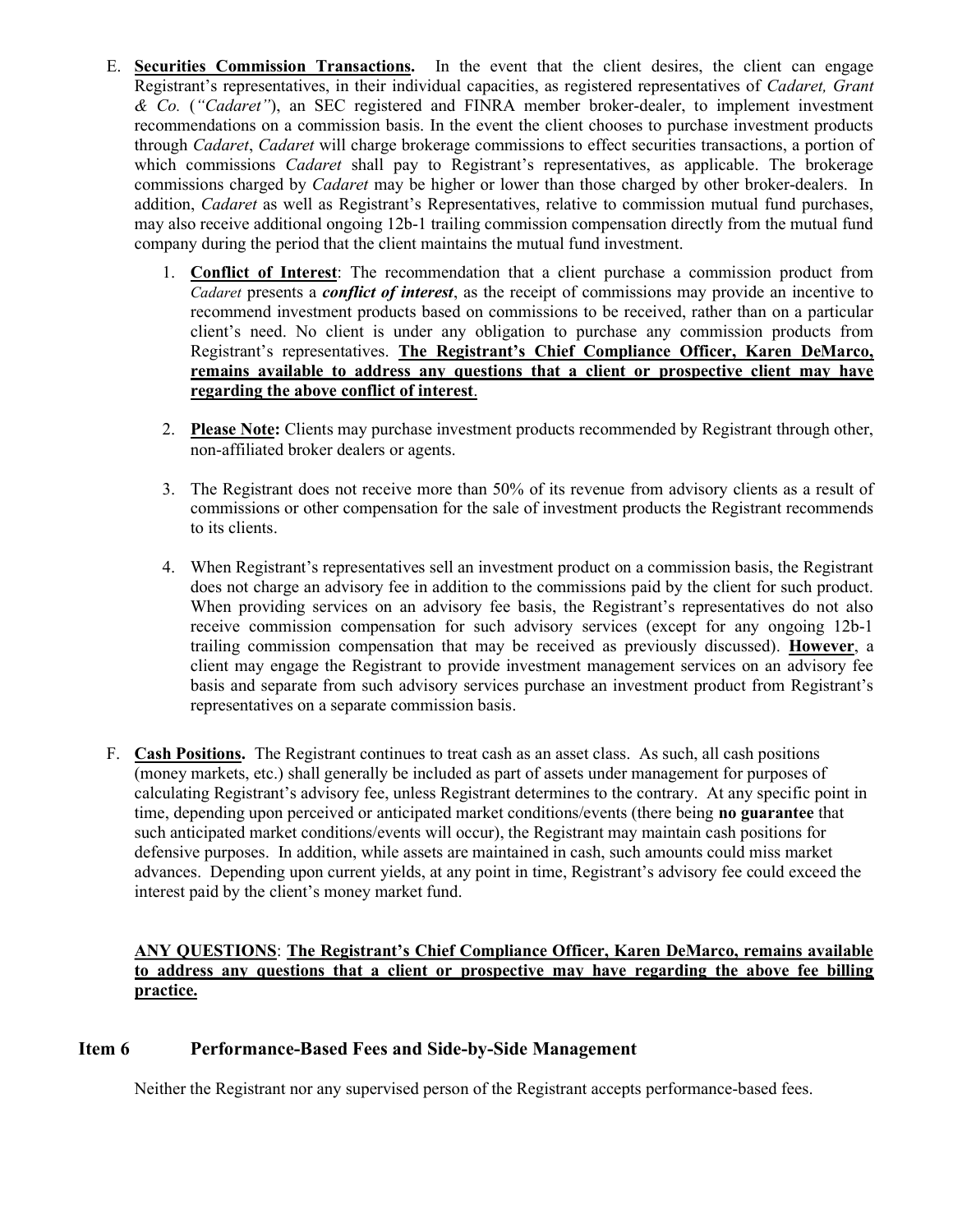E. **<u>Securities Commission Transactions</u>.** In the event that the client desires, the client can engage Registrant's representatives, in their individual capacities, as registered representatives of *Cadaret, Grant & Co.* (*"Cadaret"*), an SEC registered and FINRA member broker-dealer, to implement investment recommendations on a commission basis. In the event the client chooses to purchase investment products through *Cadaret*, *Cadaret* will charge brokerage commissions to effect securities transactions, a portion of which commissions *Cadaret* shall pay to Registrant's representatives, as applicable. The brokerage commissions charged by *Cadaret* may be higher or lower than those charged by other broker-dealers. In addition, *Cadaret* as well as Registrant's Representatives, relative to commission mutual fund purchases, may also receive additional ongoing 12b-1 trailing commission compensation directly from the mutual fund company during the period that the client maintains the mutual fund investment.

1. **<u>Conflict of Interest</u>**: The recommendation that a client purchase a commission product from *Cadaret* presents a ***conflict of interest***, as the receipt of commissions may provide an incentive to recommend investment products based on commissions to be received, rather than on a particular client's need. No client is under any obligation to purchase any commission products from Registrant's representatives. **<u>The Registrant's Chief Compliance Officer, Karen DeMarco, remains available to address any questions that a client or prospective client may have regarding the above conflict of interest</u>**.

2. **<u>Please Note</u>:** Clients may purchase investment products recommended by Registrant through other, non-affiliated broker dealers or agents.

3. The Registrant does not receive more than 50% of its revenue from advisory clients as a result of commissions or other compensation for the sale of investment products the Registrant recommends to its clients.

4. When Registrant's representatives sell an investment product on a commission basis, the Registrant does not charge an advisory fee in addition to the commissions paid by the client for such product. When providing services on an advisory fee basis, the Registrant's representatives do not also receive commission compensation for such advisory services (except for any ongoing 12b-1 trailing commission compensation that may be received as previously discussed). **<u>However</u>**, a client may engage the Registrant to provide investment management services on an advisory fee basis and separate from such advisory services purchase an investment product from Registrant's representatives on a separate commission basis.

F. **<u>Cash Positions</u>.** The Registrant continues to treat cash as an asset class. As such, all cash positions (money markets, etc.) shall generally be included as part of assets under management for purposes of calculating Registrant's advisory fee, unless Registrant determines to the contrary. At any specific point in time, depending upon perceived or anticipated market conditions/events (there being **no guarantee** that such anticipated market conditions/events will occur), the Registrant may maintain cash positions for defensive purposes. In addition, while assets are maintained in cash, such amounts could miss market advances. Depending upon current yields, at any point in time, Registrant's advisory fee could exceed the interest paid by the client's money market fund.

**<u>ANY QUESTIONS</u>**: **<u>The Registrant's Chief Compliance Officer, Karen DeMarco, remains available to address any questions that a client or prospective may have regarding the above fee billing practice.</u>**

## Item 6 Performance-Based Fees and Side-by-Side Management

Neither the Registrant nor any supervised person of the Registrant accepts performance-based fees.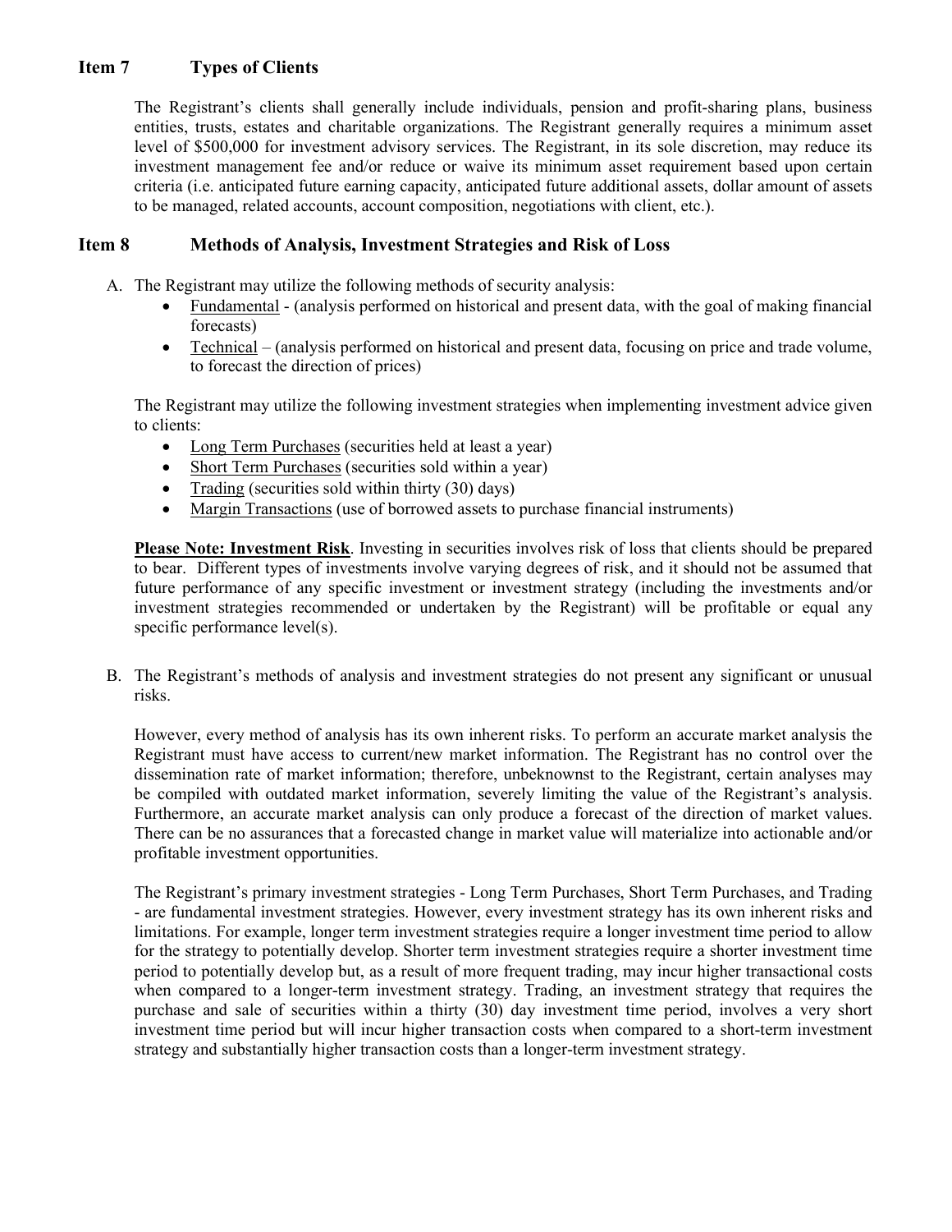## Item 7 Types of Clients

The Registrant's clients shall generally include individuals, pension and profit-sharing plans, business entities, trusts, estates and charitable organizations. The Registrant generally requires a minimum asset level of $500,000 for investment advisory services. The Registrant, in its sole discretion, may reduce its investment management fee and/or reduce or waive its minimum asset requirement based upon certain criteria (i.e. anticipated future earning capacity, anticipated future additional assets, dollar amount of assets to be managed, related accounts, account composition, negotiations with client, etc.).

## Item 8 Methods of Analysis, Investment Strategies and Risk of Loss

A. The Registrant may utilize the following methods of security analysis:

- Fundamental - (analysis performed on historical and present data, with the goal of making financial forecasts)
- Technical – (analysis performed on historical and present data, focusing on price and trade volume, to forecast the direction of prices)

The Registrant may utilize the following investment strategies when implementing investment advice given to clients:

- Long Term Purchases (securities held at least a year)
- Short Term Purchases (securities sold within a year)
- Trading (securities sold within thirty (30) days)
- Margin Transactions (use of borrowed assets to purchase financial instruments)

**Please Note: Investment Risk**. Investing in securities involves risk of loss that clients should be prepared to bear. Different types of investments involve varying degrees of risk, and it should not be assumed that future performance of any specific investment or investment strategy (including the investments and/or investment strategies recommended or undertaken by the Registrant) will be profitable or equal any specific performance level(s).

B. The Registrant's methods of analysis and investment strategies do not present any significant or unusual risks.

However, every method of analysis has its own inherent risks. To perform an accurate market analysis the Registrant must have access to current/new market information. The Registrant has no control over the dissemination rate of market information; therefore, unbeknownst to the Registrant, certain analyses may be compiled with outdated market information, severely limiting the value of the Registrant's analysis. Furthermore, an accurate market analysis can only produce a forecast of the direction of market values. There can be no assurances that a forecasted change in market value will materialize into actionable and/or profitable investment opportunities.

The Registrant's primary investment strategies - Long Term Purchases, Short Term Purchases, and Trading - are fundamental investment strategies. However, every investment strategy has its own inherent risks and limitations. For example, longer term investment strategies require a longer investment time period to allow for the strategy to potentially develop. Shorter term investment strategies require a shorter investment time period to potentially develop but, as a result of more frequent trading, may incur higher transactional costs when compared to a longer-term investment strategy. Trading, an investment strategy that requires the purchase and sale of securities within a thirty (30) day investment time period, involves a very short investment time period but will incur higher transaction costs when compared to a short-term investment strategy and substantially higher transaction costs than a longer-term investment strategy.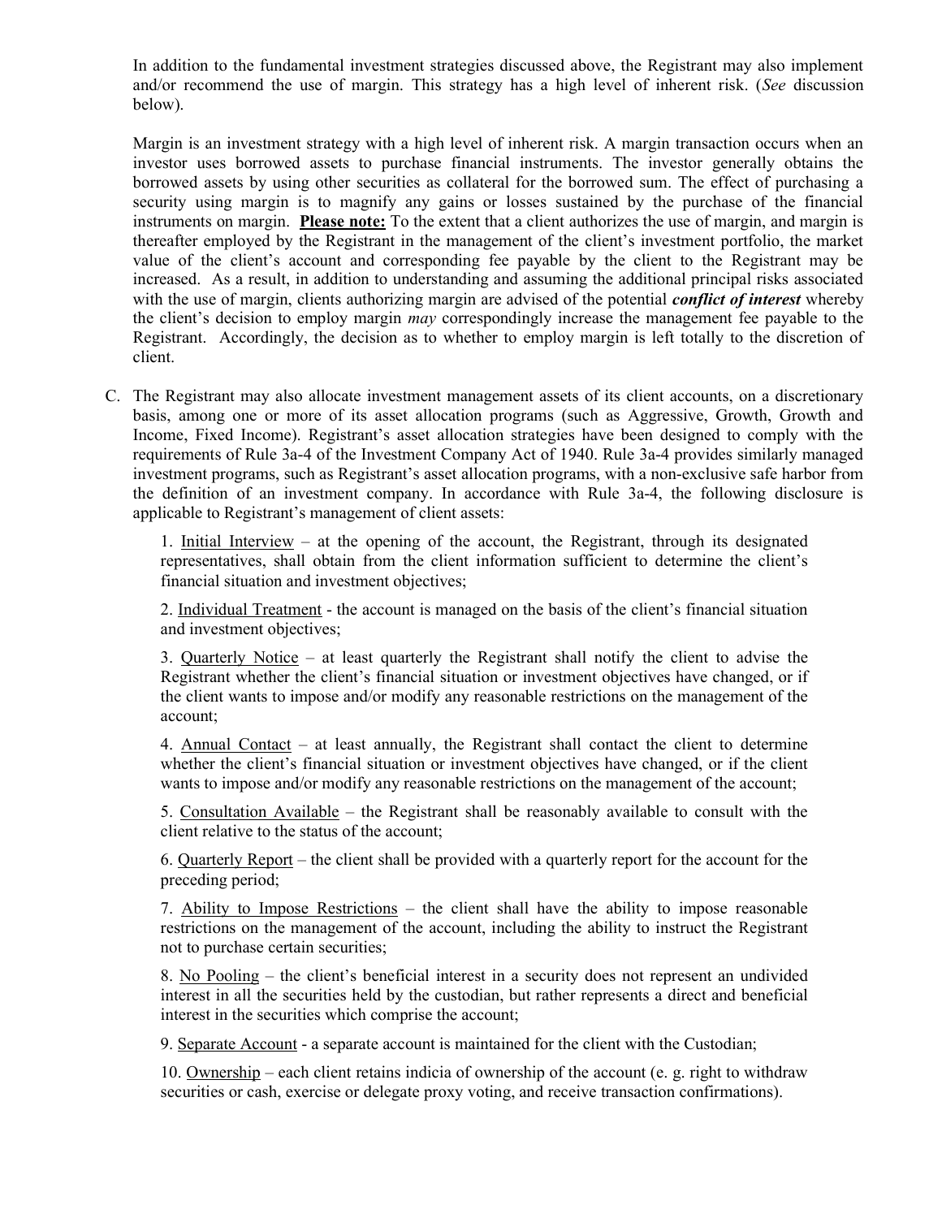In addition to the fundamental investment strategies discussed above, the Registrant may also implement and/or recommend the use of margin. This strategy has a high level of inherent risk. (*See* discussion below).

Margin is an investment strategy with a high level of inherent risk. A margin transaction occurs when an investor uses borrowed assets to purchase financial instruments. The investor generally obtains the borrowed assets by using other securities as collateral for the borrowed sum. The effect of purchasing a security using margin is to magnify any gains or losses sustained by the purchase of the financial instruments on margin. **Please note:** To the extent that a client authorizes the use of margin, and margin is thereafter employed by the Registrant in the management of the client's investment portfolio, the market value of the client's account and corresponding fee payable by the client to the Registrant may be increased. As a result, in addition to understanding and assuming the additional principal risks associated with the use of margin, clients authorizing margin are advised of the potential ***conflict of interest*** whereby the client's decision to employ margin *may* correspondingly increase the management fee payable to the Registrant. Accordingly, the decision as to whether to employ margin is left totally to the discretion of client.

C. The Registrant may also allocate investment management assets of its client accounts, on a discretionary basis, among one or more of its asset allocation programs (such as Aggressive, Growth, Growth and Income, Fixed Income). Registrant's asset allocation strategies have been designed to comply with the requirements of Rule 3a-4 of the Investment Company Act of 1940. Rule 3a-4 provides similarly managed investment programs, such as Registrant's asset allocation programs, with a non-exclusive safe harbor from the definition of an investment company. In accordance with Rule 3a-4, the following disclosure is applicable to Registrant's management of client assets:

1. Initial Interview – at the opening of the account, the Registrant, through its designated representatives, shall obtain from the client information sufficient to determine the client's financial situation and investment objectives;

2. Individual Treatment - the account is managed on the basis of the client's financial situation and investment objectives;

3. Quarterly Notice – at least quarterly the Registrant shall notify the client to advise the Registrant whether the client's financial situation or investment objectives have changed, or if the client wants to impose and/or modify any reasonable restrictions on the management of the account;

4. Annual Contact – at least annually, the Registrant shall contact the client to determine whether the client's financial situation or investment objectives have changed, or if the client wants to impose and/or modify any reasonable restrictions on the management of the account;

5. Consultation Available – the Registrant shall be reasonably available to consult with the client relative to the status of the account;

6. Quarterly Report – the client shall be provided with a quarterly report for the account for the preceding period;

7. Ability to Impose Restrictions – the client shall have the ability to impose reasonable restrictions on the management of the account, including the ability to instruct the Registrant not to purchase certain securities;

8. No Pooling – the client's beneficial interest in a security does not represent an undivided interest in all the securities held by the custodian, but rather represents a direct and beneficial interest in the securities which comprise the account;

9. Separate Account - a separate account is maintained for the client with the Custodian;

10. Ownership – each client retains indicia of ownership of the account (e. g. right to withdraw securities or cash, exercise or delegate proxy voting, and receive transaction confirmations).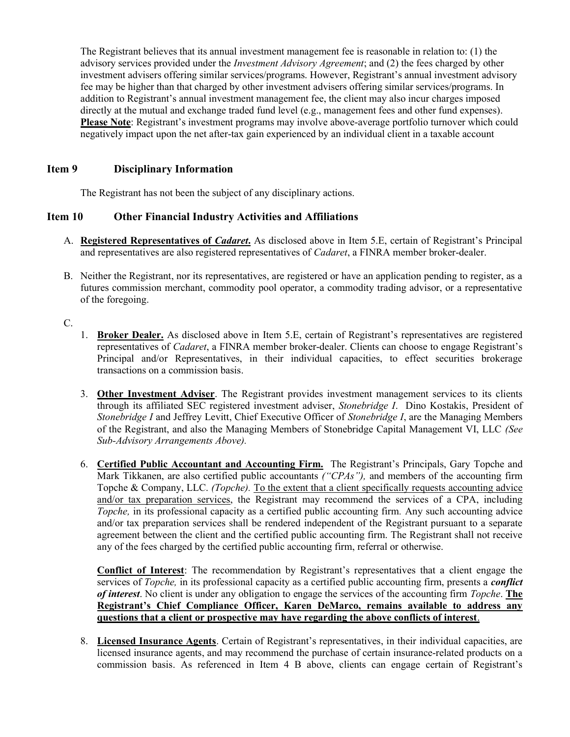The Registrant believes that its annual investment management fee is reasonable in relation to: (1) the advisory services provided under the *Investment Advisory Agreement*; and (2) the fees charged by other investment advisers offering similar services/programs. However, Registrant's annual investment advisory fee may be higher than that charged by other investment advisers offering similar services/programs. In addition to Registrant's annual investment management fee, the client may also incur charges imposed directly at the mutual and exchange traded fund level (e.g., management fees and other fund expenses). **Please Note**: Registrant's investment programs may involve above-average portfolio turnover which could negatively impact upon the net after-tax gain experienced by an individual client in a taxable account

## Item 9 Disciplinary Information

The Registrant has not been the subject of any disciplinary actions.

## Item 10 Other Financial Industry Activities and Affiliations

A. **Registered Representatives of *Cadaret*.** As disclosed above in Item 5.E, certain of Registrant's Principal and representatives are also registered representatives of *Cadaret*, a FINRA member broker-dealer.

B. Neither the Registrant, nor its representatives, are registered or have an application pending to register, as a futures commission merchant, commodity pool operator, a commodity trading advisor, or a representative of the foregoing.

C.

1. **Broker Dealer.** As disclosed above in Item 5.E, certain of Registrant's representatives are registered representatives of *Cadaret*, a FINRA member broker-dealer. Clients can choose to engage Registrant's Principal and/or Representatives, in their individual capacities, to effect securities brokerage transactions on a commission basis.

3. **Other Investment Adviser**. The Registrant provides investment management services to its clients through its affiliated SEC registered investment adviser, *Stonebridge I*. Dino Kostakis, President of *Stonebridge I* and Jeffrey Levitt, Chief Executive Officer of *Stonebridge I*, are the Managing Members of the Registrant, and also the Managing Members of Stonebridge Capital Management VI, LLC *(See Sub-Advisory Arrangements Above).*

6. **Certified Public Accountant and Accounting Firm.** The Registrant's Principals, Gary Topche and Mark Tikkanen, are also certified public accountants *("CPAs"),* and members of the accounting firm Topche & Company, LLC. *(Topche)*. To the extent that a client specifically requests accounting advice and/or tax preparation services, the Registrant may recommend the services of a CPA, including *Topche,* in its professional capacity as a certified public accounting firm. Any such accounting advice and/or tax preparation services shall be rendered independent of the Registrant pursuant to a separate agreement between the client and the certified public accounting firm. The Registrant shall not receive any of the fees charged by the certified public accounting firm, referral or otherwise.

   **Conflict of Interest**: The recommendation by Registrant's representatives that a client engage the services of *Topche,* in its professional capacity as a certified public accounting firm, presents a ***conflict of interest***. No client is under any obligation to engage the services of the accounting firm *Topche*. **The Registrant's Chief Compliance Officer, Karen DeMarco, remains available to address any questions that a client or prospective may have regarding the above conflicts of interest**.

8. **Licensed Insurance Agents**. Certain of Registrant's representatives, in their individual capacities, are licensed insurance agents, and may recommend the purchase of certain insurance-related products on a commission basis. As referenced in Item 4 B above, clients can engage certain of Registrant's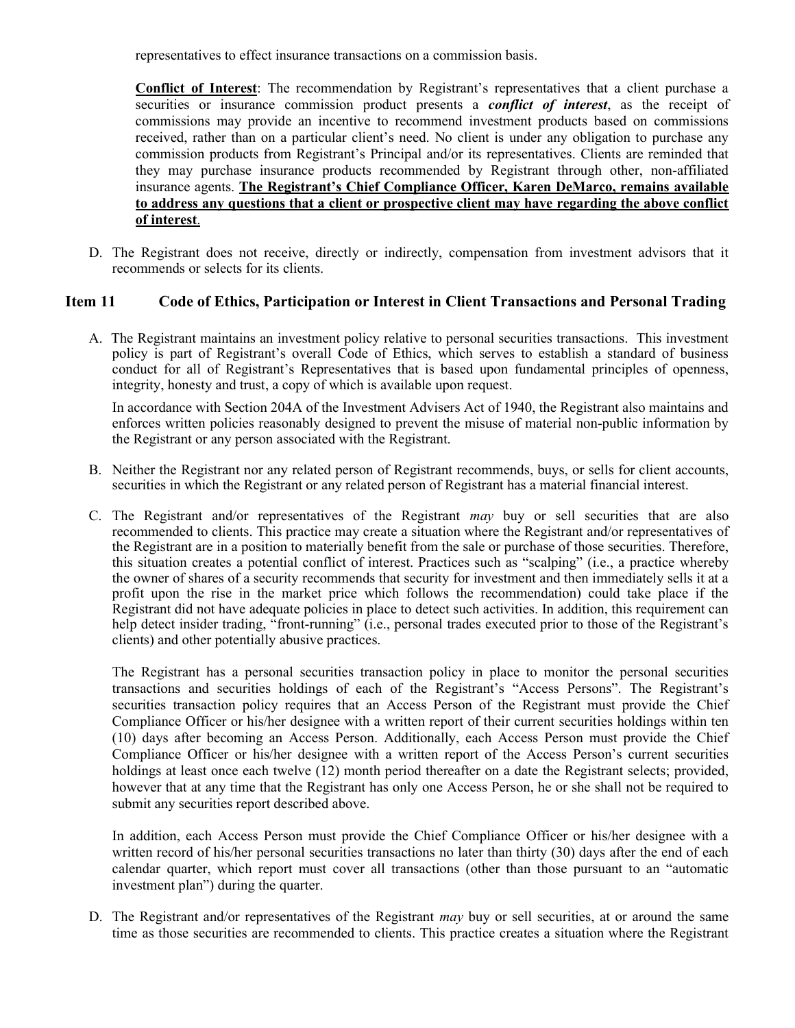representatives to effect insurance transactions on a commission basis.

**Conflict of Interest**: The recommendation by Registrant's representatives that a client purchase a securities or insurance commission product presents a ***conflict of interest***, as the receipt of commissions may provide an incentive to recommend investment products based on commissions received, rather than on a particular client's need. No client is under any obligation to purchase any commission products from Registrant's Principal and/or its representatives. Clients are reminded that they may purchase insurance products recommended by Registrant through other, non-affiliated insurance agents. **The Registrant's Chief Compliance Officer, Karen DeMarco, remains available to address any questions that a client or prospective client may have regarding the above conflict of interest**.

D. The Registrant does not receive, directly or indirectly, compensation from investment advisors that it recommends or selects for its clients.

## Item 11 Code of Ethics, Participation or Interest in Client Transactions and Personal Trading

A. The Registrant maintains an investment policy relative to personal securities transactions. This investment policy is part of Registrant's overall Code of Ethics, which serves to establish a standard of business conduct for all of Registrant's Representatives that is based upon fundamental principles of openness, integrity, honesty and trust, a copy of which is available upon request.

In accordance with Section 204A of the Investment Advisers Act of 1940, the Registrant also maintains and enforces written policies reasonably designed to prevent the misuse of material non-public information by the Registrant or any person associated with the Registrant.

B. Neither the Registrant nor any related person of Registrant recommends, buys, or sells for client accounts, securities in which the Registrant or any related person of Registrant has a material financial interest.

C. The Registrant and/or representatives of the Registrant *may* buy or sell securities that are also recommended to clients. This practice may create a situation where the Registrant and/or representatives of the Registrant are in a position to materially benefit from the sale or purchase of those securities. Therefore, this situation creates a potential conflict of interest. Practices such as "scalping" (i.e., a practice whereby the owner of shares of a security recommends that security for investment and then immediately sells it at a profit upon the rise in the market price which follows the recommendation) could take place if the Registrant did not have adequate policies in place to detect such activities. In addition, this requirement can help detect insider trading, "front-running" (i.e., personal trades executed prior to those of the Registrant's clients) and other potentially abusive practices.

The Registrant has a personal securities transaction policy in place to monitor the personal securities transactions and securities holdings of each of the Registrant's "Access Persons". The Registrant's securities transaction policy requires that an Access Person of the Registrant must provide the Chief Compliance Officer or his/her designee with a written report of their current securities holdings within ten (10) days after becoming an Access Person. Additionally, each Access Person must provide the Chief Compliance Officer or his/her designee with a written report of the Access Person's current securities holdings at least once each twelve (12) month period thereafter on a date the Registrant selects; provided, however that at any time that the Registrant has only one Access Person, he or she shall not be required to submit any securities report described above.

In addition, each Access Person must provide the Chief Compliance Officer or his/her designee with a written record of his/her personal securities transactions no later than thirty (30) days after the end of each calendar quarter, which report must cover all transactions (other than those pursuant to an "automatic investment plan") during the quarter.

D. The Registrant and/or representatives of the Registrant *may* buy or sell securities, at or around the same time as those securities are recommended to clients. This practice creates a situation where the Registrant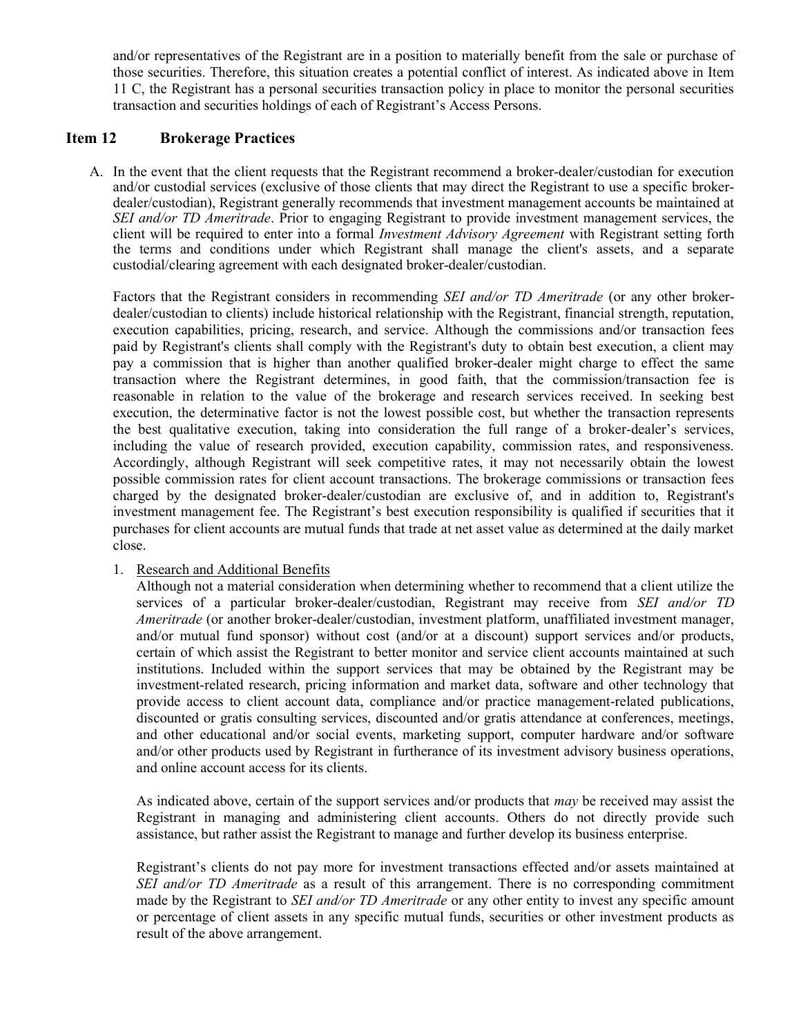and/or representatives of the Registrant are in a position to materially benefit from the sale or purchase of those securities. Therefore, this situation creates a potential conflict of interest. As indicated above in Item 11 C, the Registrant has a personal securities transaction policy in place to monitor the personal securities transaction and securities holdings of each of Registrant's Access Persons.

## Item 12 Brokerage Practices

A. In the event that the client requests that the Registrant recommend a broker-dealer/custodian for execution and/or custodial services (exclusive of those clients that may direct the Registrant to use a specific broker-dealer/custodian), Registrant generally recommends that investment management accounts be maintained at *SEI and/or TD Ameritrade*. Prior to engaging Registrant to provide investment management services, the client will be required to enter into a formal *Investment Advisory Agreement* with Registrant setting forth the terms and conditions under which Registrant shall manage the client's assets, and a separate custodial/clearing agreement with each designated broker-dealer/custodian.

   Factors that the Registrant considers in recommending *SEI and/or TD Ameritrade* (or any other broker-dealer/custodian to clients) include historical relationship with the Registrant, financial strength, reputation, execution capabilities, pricing, research, and service. Although the commissions and/or transaction fees paid by Registrant's clients shall comply with the Registrant's duty to obtain best execution, a client may pay a commission that is higher than another qualified broker-dealer might charge to effect the same transaction where the Registrant determines, in good faith, that the commission/transaction fee is reasonable in relation to the value of the brokerage and research services received. In seeking best execution, the determinative factor is not the lowest possible cost, but whether the transaction represents the best qualitative execution, taking into consideration the full range of a broker-dealer's services, including the value of research provided, execution capability, commission rates, and responsiveness. Accordingly, although Registrant will seek competitive rates, it may not necessarily obtain the lowest possible commission rates for client account transactions. The brokerage commissions or transaction fees charged by the designated broker-dealer/custodian are exclusive of, and in addition to, Registrant's investment management fee. The Registrant's best execution responsibility is qualified if securities that it purchases for client accounts are mutual funds that trade at net asset value as determined at the daily market close.

   1. Research and Additional Benefits

      Although not a material consideration when determining whether to recommend that a client utilize the services of a particular broker-dealer/custodian, Registrant may receive from *SEI and/or TD Ameritrade* (or another broker-dealer/custodian, investment platform, unaffiliated investment manager, and/or mutual fund sponsor) without cost (and/or at a discount) support services and/or products, certain of which assist the Registrant to better monitor and service client accounts maintained at such institutions. Included within the support services that may be obtained by the Registrant may be investment-related research, pricing information and market data, software and other technology that provide access to client account data, compliance and/or practice management-related publications, discounted or gratis consulting services, discounted and/or gratis attendance at conferences, meetings, and other educational and/or social events, marketing support, computer hardware and/or software and/or other products used by Registrant in furtherance of its investment advisory business operations, and online account access for its clients.

      As indicated above, certain of the support services and/or products that *may* be received may assist the Registrant in managing and administering client accounts. Others do not directly provide such assistance, but rather assist the Registrant to manage and further develop its business enterprise.

      Registrant's clients do not pay more for investment transactions effected and/or assets maintained at *SEI and/or TD Ameritrade* as a result of this arrangement. There is no corresponding commitment made by the Registrant to *SEI and/or TD Ameritrade* or any other entity to invest any specific amount or percentage of client assets in any specific mutual funds, securities or other investment products as result of the above arrangement.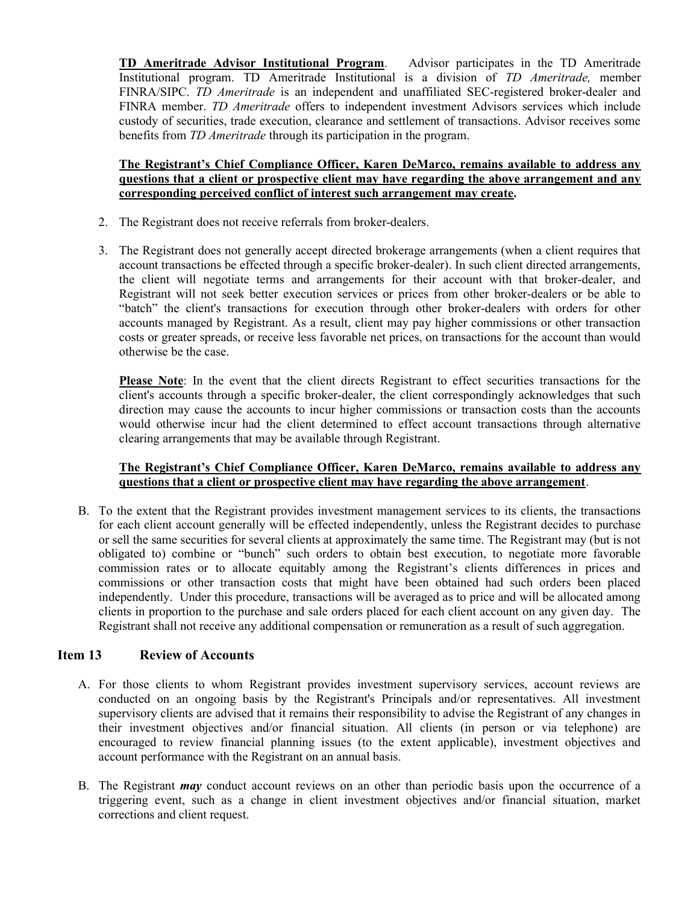**TD Ameritrade Advisor Institutional Program**. Advisor participates in the TD Ameritrade Institutional program. TD Ameritrade Institutional is a division of *TD Ameritrade,* member FINRA/SIPC. *TD Ameritrade* is an independent and unaffiliated SEC-registered broker-dealer and FINRA member. *TD Ameritrade* offers to independent investment Advisors services which include custody of securities, trade execution, clearance and settlement of transactions. Advisor receives some benefits from *TD Ameritrade* through its participation in the program.

**The Registrant's Chief Compliance Officer, Karen DeMarco, remains available to address any questions that a client or prospective client may have regarding the above arrangement and any corresponding perceived conflict of interest such arrangement may create.**

2. The Registrant does not receive referrals from broker-dealers.

3. The Registrant does not generally accept directed brokerage arrangements (when a client requires that account transactions be effected through a specific broker-dealer). In such client directed arrangements, the client will negotiate terms and arrangements for their account with that broker-dealer, and Registrant will not seek better execution services or prices from other broker-dealers or be able to "batch" the client's transactions for execution through other broker-dealers with orders for other accounts managed by Registrant. As a result, client may pay higher commissions or other transaction costs or greater spreads, or receive less favorable net prices, on transactions for the account than would otherwise be the case.

   **Please Note**: In the event that the client directs Registrant to effect securities transactions for the client's accounts through a specific broker-dealer, the client correspondingly acknowledges that such direction may cause the accounts to incur higher commissions or transaction costs than the accounts would otherwise incur had the client determined to effect account transactions through alternative clearing arrangements that may be available through Registrant.

   **The Registrant's Chief Compliance Officer, Karen DeMarco, remains available to address any questions that a client or prospective client may have regarding the above arrangement**.

B. To the extent that the Registrant provides investment management services to its clients, the transactions for each client account generally will be effected independently, unless the Registrant decides to purchase or sell the same securities for several clients at approximately the same time. The Registrant may (but is not obligated to) combine or "bunch" such orders to obtain best execution, to negotiate more favorable commission rates or to allocate equitably among the Registrant's clients differences in prices and commissions or other transaction costs that might have been obtained had such orders been placed independently. Under this procedure, transactions will be averaged as to price and will be allocated among clients in proportion to the purchase and sale orders placed for each client account on any given day. The Registrant shall not receive any additional compensation or remuneration as a result of such aggregation.

## Item 13 Review of Accounts

A. For those clients to whom Registrant provides investment supervisory services, account reviews are conducted on an ongoing basis by the Registrant's Principals and/or representatives. All investment supervisory clients are advised that it remains their responsibility to advise the Registrant of any changes in their investment objectives and/or financial situation. All clients (in person or via telephone) are encouraged to review financial planning issues (to the extent applicable), investment objectives and account performance with the Registrant on an annual basis.

B. The Registrant ***may*** conduct account reviews on an other than periodic basis upon the occurrence of a triggering event, such as a change in client investment objectives and/or financial situation, market corrections and client request.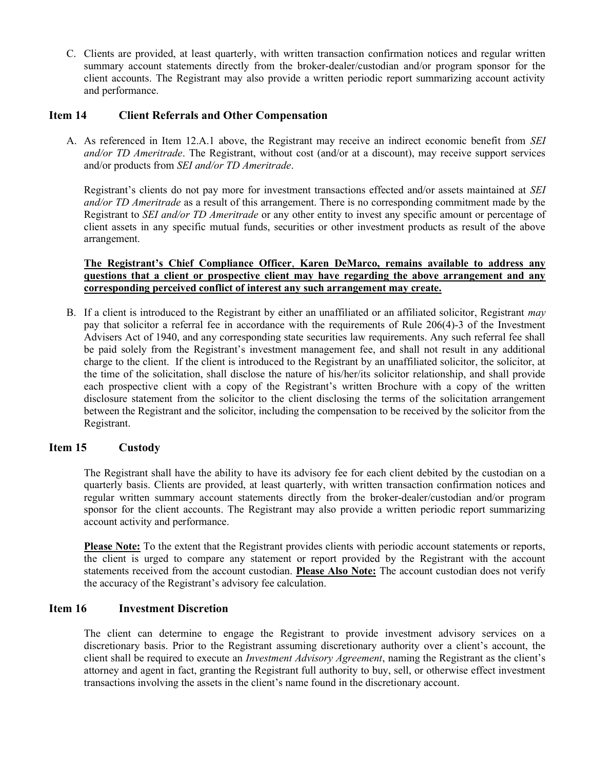C. Clients are provided, at least quarterly, with written transaction confirmation notices and regular written summary account statements directly from the broker-dealer/custodian and/or program sponsor for the client accounts. The Registrant may also provide a written periodic report summarizing account activity and performance.

## Item 14 Client Referrals and Other Compensation

A. As referenced in Item 12.A.1 above, the Registrant may receive an indirect economic benefit from *SEI and/or TD Ameritrade*. The Registrant, without cost (and/or at a discount), may receive support services and/or products from *SEI and/or TD Ameritrade*.

Registrant's clients do not pay more for investment transactions effected and/or assets maintained at *SEI and/or TD Ameritrade* as a result of this arrangement. There is no corresponding commitment made by the Registrant to *SEI and/or TD Ameritrade* or any other entity to invest any specific amount or percentage of client assets in any specific mutual funds, securities or other investment products as result of the above arrangement.

**The Registrant's Chief Compliance Officer, Karen DeMarco, remains available to address any questions that a client or prospective client may have regarding the above arrangement and any corresponding perceived conflict of interest any such arrangement may create.**

B. If a client is introduced to the Registrant by either an unaffiliated or an affiliated solicitor, Registrant *may* pay that solicitor a referral fee in accordance with the requirements of Rule 206(4)-3 of the Investment Advisers Act of 1940, and any corresponding state securities law requirements. Any such referral fee shall be paid solely from the Registrant's investment management fee, and shall not result in any additional charge to the client. If the client is introduced to the Registrant by an unaffiliated solicitor, the solicitor, at the time of the solicitation, shall disclose the nature of his/her/its solicitor relationship, and shall provide each prospective client with a copy of the Registrant's written Brochure with a copy of the written disclosure statement from the solicitor to the client disclosing the terms of the solicitation arrangement between the Registrant and the solicitor, including the compensation to be received by the solicitor from the Registrant.

## Item 15 Custody

The Registrant shall have the ability to have its advisory fee for each client debited by the custodian on a quarterly basis. Clients are provided, at least quarterly, with written transaction confirmation notices and regular written summary account statements directly from the broker-dealer/custodian and/or program sponsor for the client accounts. The Registrant may also provide a written periodic report summarizing account activity and performance.

**Please Note:** To the extent that the Registrant provides clients with periodic account statements or reports, the client is urged to compare any statement or report provided by the Registrant with the account statements received from the account custodian. **Please Also Note:** The account custodian does not verify the accuracy of the Registrant's advisory fee calculation.

## Item 16 Investment Discretion

The client can determine to engage the Registrant to provide investment advisory services on a discretionary basis. Prior to the Registrant assuming discretionary authority over a client's account, the client shall be required to execute an *Investment Advisory Agreement*, naming the Registrant as the client's attorney and agent in fact, granting the Registrant full authority to buy, sell, or otherwise effect investment transactions involving the assets in the client's name found in the discretionary account.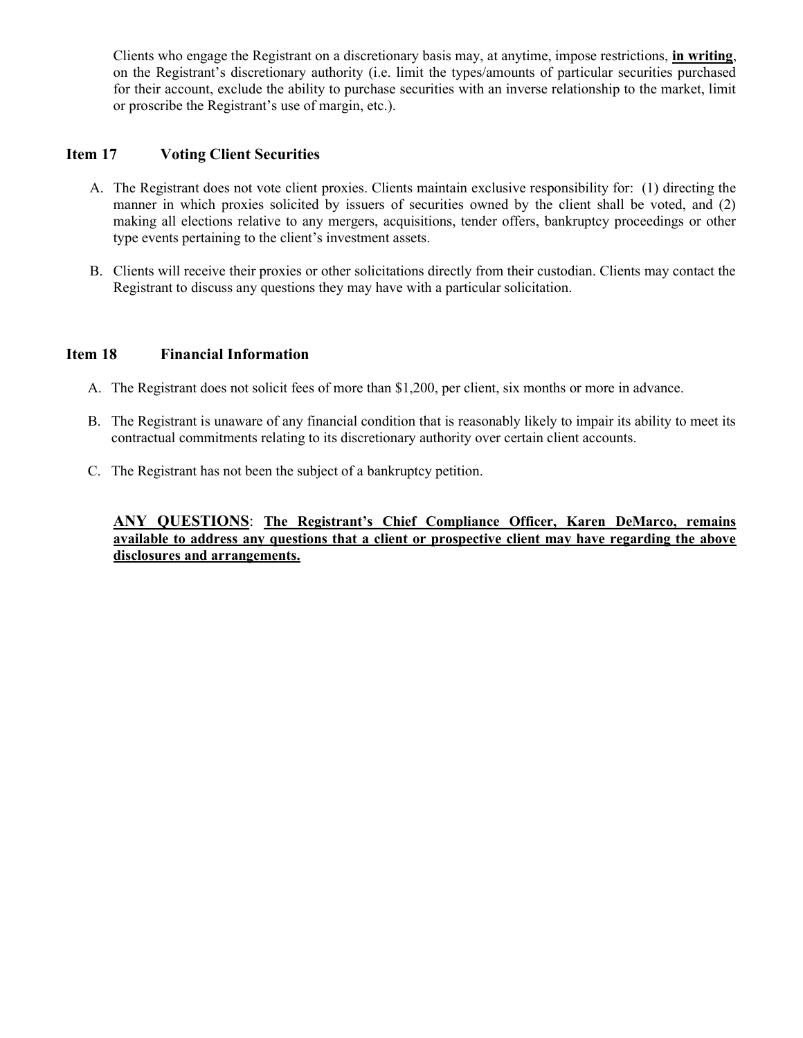Clients who engage the Registrant on a discretionary basis may, at anytime, impose restrictions, **in writing**, on the Registrant's discretionary authority (i.e. limit the types/amounts of particular securities purchased for their account, exclude the ability to purchase securities with an inverse relationship to the market, limit or proscribe the Registrant's use of margin, etc.).

## Item 17 Voting Client Securities

A. The Registrant does not vote client proxies. Clients maintain exclusive responsibility for: (1) directing the manner in which proxies solicited by issuers of securities owned by the client shall be voted, and (2) making all elections relative to any mergers, acquisitions, tender offers, bankruptcy proceedings or other type events pertaining to the client's investment assets.

B. Clients will receive their proxies or other solicitations directly from their custodian. Clients may contact the Registrant to discuss any questions they may have with a particular solicitation.

## Item 18 Financial Information

A. The Registrant does not solicit fees of more than $1,200, per client, six months or more in advance.

B. The Registrant is unaware of any financial condition that is reasonably likely to impair its ability to meet its contractual commitments relating to its discretionary authority over certain client accounts.

C. The Registrant has not been the subject of a bankruptcy petition.

**ANY QUESTIONS**: **The Registrant's Chief Compliance Officer, Karen DeMarco, remains available to address any questions that a client or prospective client may have regarding the above disclosures and arrangements.**